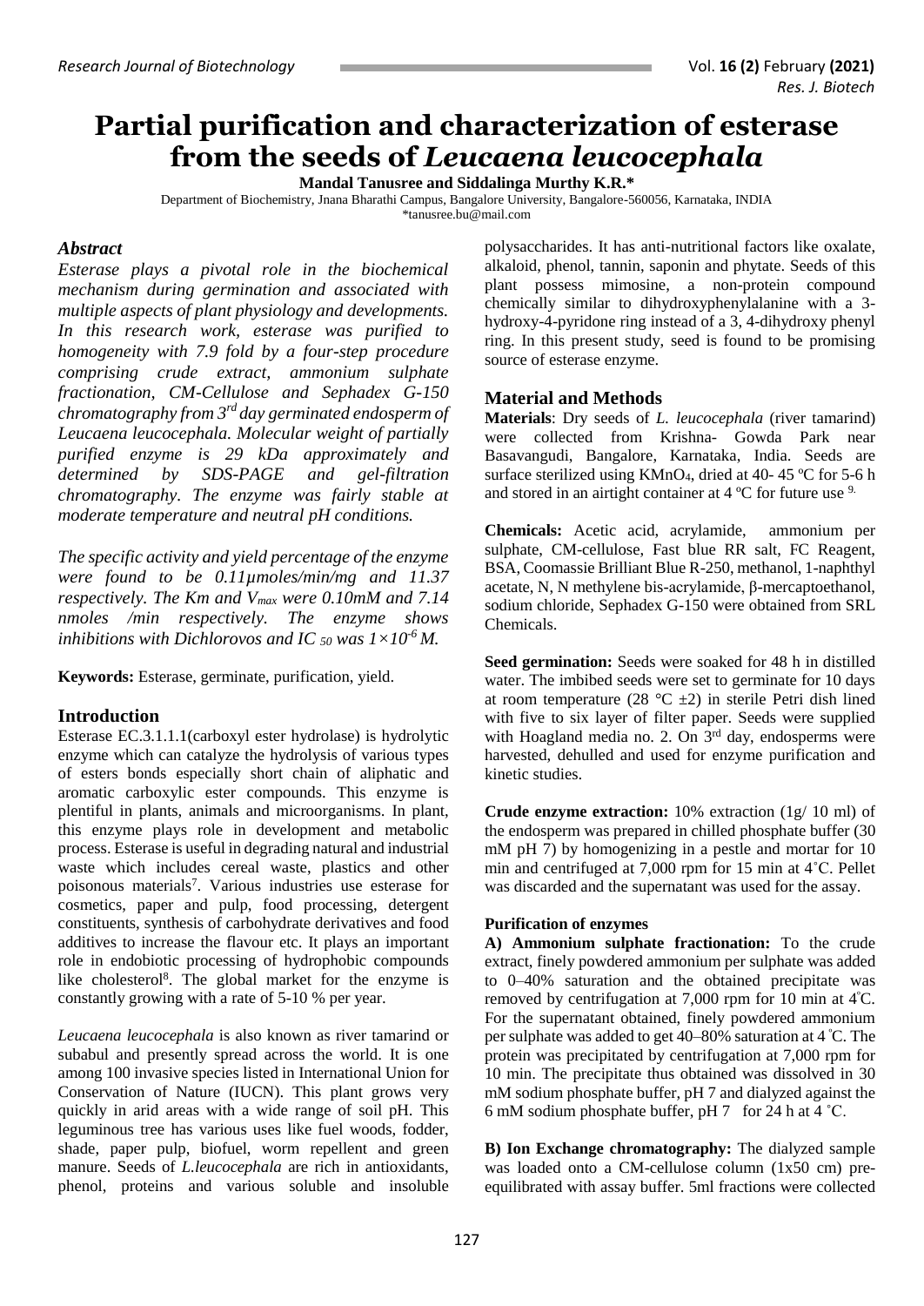# Partial purification and characterization of esterase from the seeds of *Leucaena leucocephala*

**Mandal Tanusree and Siddalinga Murthy K.R.***

Department of Biochemistry, Jnana Bharathi Campus, Bangalore University, Bangalore-560056, Karnataka, INDIA

*tanusree.bu@mail.com

## *Abstract*

*Esterase plays a pivotal role in the biochemical mechanism during germination and associated with multiple aspects of plant physiology and developments. In this research work, esterase was purified to homogeneity with 7.9 fold by a four-step procedure comprising crude extract, ammonium sulphate fractionation, CM-Cellulose and Sephadex G-150 chromatography from 3rd day germinated endosperm of Leucaena leucocephala. Molecular weight of partially purified enzyme is 29 kDa approximately and determined by SDS-PAGE and gel-filtration chromatography. The enzyme was fairly stable at moderate temperature and neutral pH conditions.*

*The specific activity and yield percentage of the enzyme were found to be 0.11µmoles/min/mg and 11.37 respectively. The Km and $V_{max}$ were 0.10mM and 7.14 nmoles /min respectively. The enzyme shows inhibitions with Dichlorovos and $IC_{50}$ was $1\times10^{-6}$ M.*

**Keywords:** Esterase, germinate, purification, yield.

## Introduction

Esterase EC.3.1.1.1(carboxyl ester hydrolase) is hydrolytic enzyme which can catalyze the hydrolysis of various types of esters bonds especially short chain of aliphatic and aromatic carboxylic ester compounds. This enzyme is plentiful in plants, animals and microorganisms. In plant, this enzyme plays role in development and metabolic process. Esterase is useful in degrading natural and industrial waste which includes cereal waste, plastics and other poisonous materials[7]. Various industries use esterase for cosmetics, paper and pulp, food processing, detergent constituents, synthesis of carbohydrate derivatives and food additives to increase the flavour etc. It plays an important role in endobiotic processing of hydrophobic compounds like cholesterol[8]. The global market for the enzyme is constantly growing with a rate of 5-10 % per year.

*Leucaena leucocephala* is also known as river tamarind or subabul and presently spread across the world. It is one among 100 invasive species listed in International Union for Conservation of Nature (IUCN). This plant grows very quickly in arid areas with a wide range of soil pH. This leguminous tree has various uses like fuel woods, fodder, shade, paper pulp, biofuel, worm repellent and green manure. Seeds of *L.leucocephala* are rich in antioxidants, phenol, proteins and various soluble and insoluble polysaccharides. It has anti-nutritional factors like oxalate, alkaloid, phenol, tannin, saponin and phytate. Seeds of this plant possess mimosine, a non-protein compound chemically similar to dihydroxyphenylalanine with a 3-hydroxy-4-pyridone ring instead of a 3, 4-dihydroxy phenyl ring. In this present study, seed is found to be promising source of esterase enzyme.

## Material and Methods

**Materials**: Dry seeds of *L. leucocephala* (river tamarind) were collected from Krishna- Gowda Park near Basavangudi, Bangalore, Karnataka, India. Seeds are surface sterilized using $KMnO_4$, dried at 40- 45 ºC for 5-6 h and stored in an airtight container at 4 ºC for future use [9].

**Chemicals:** Acetic acid, acrylamide, ammonium per sulphate, CM-cellulose, Fast blue RR salt, FC Reagent, BSA, Coomassie Brilliant Blue R-250, methanol, 1-naphthyl acetate, N, N methylene bis-acrylamide, β-mercaptoethanol, sodium chloride, Sephadex G-150 were obtained from SRL Chemicals.

**Seed germination:** Seeds were soaked for 48 h in distilled water. The imbibed seeds were set to germinate for 10 days at room temperature (28 °C ±2) in sterile Petri dish lined with five to six layer of filter paper. Seeds were supplied with Hoagland media no. 2. On 3rd day, endosperms were harvested, dehulled and used for enzyme purification and kinetic studies.

**Crude enzyme extraction:** 10% extraction (1g/ 10 ml) of the endosperm was prepared in chilled phosphate buffer (30 mM pH 7) by homogenizing in a pestle and mortar for 10 min and centrifuged at 7,000 rpm for 15 min at 4˚C. Pellet was discarded and the supernatant was used for the assay.

**Purification of enzymes**

**A) Ammonium sulphate fractionation:** To the crude extract, finely powdered ammonium per sulphate was added to 0–40% saturation and the obtained precipitate was removed by centrifugation at 7,000 rpm for 10 min at 4˚C. For the supernatant obtained, finely powdered ammonium per sulphate was added to get 40–80% saturation at 4 ˚C. The protein was precipitated by centrifugation at 7,000 rpm for 10 min. The precipitate thus obtained was dissolved in 30 mM sodium phosphate buffer, pH 7 and dialyzed against the 6 mM sodium phosphate buffer, pH 7 for 24 h at 4 ˚C.

**B) Ion Exchange chromatography:** The dialyzed sample was loaded onto a CM-cellulose column (1x50 cm) pre-equilibrated with assay buffer. 5ml fractions were collected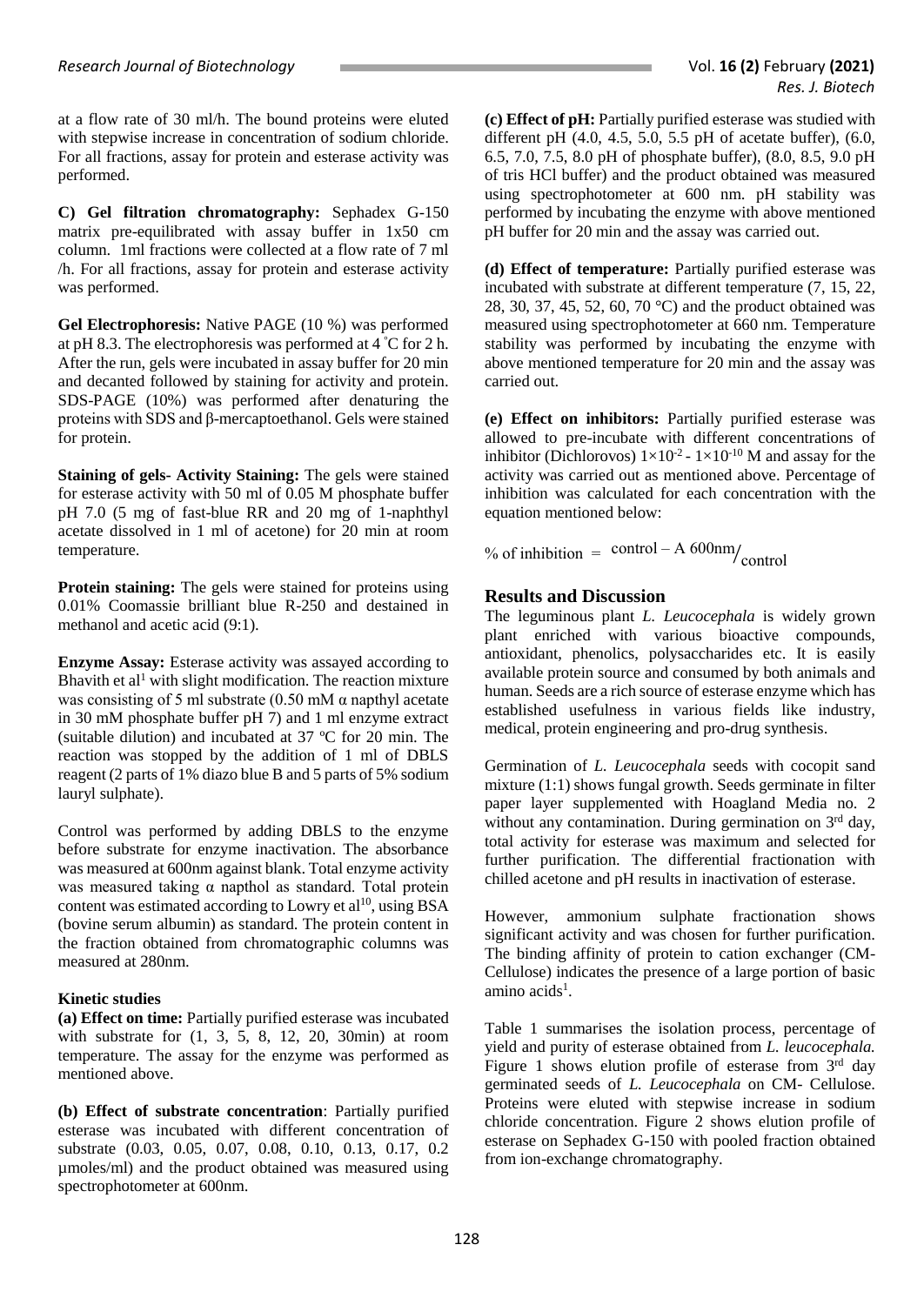at a flow rate of 30 ml/h. The bound proteins were eluted with stepwise increase in concentration of sodium chloride. For all fractions, assay for protein and esterase activity was performed.

**C) Gel filtration chromatography:** Sephadex G-150 matrix pre-equilibrated with assay buffer in 1x50 cm column. 1ml fractions were collected at a flow rate of 7 ml /h. For all fractions, assay for protein and esterase activity was performed.

**Gel Electrophoresis:** Native PAGE (10 %) was performed at pH 8.3. The electrophoresis was performed at 4 °C for 2 h. After the run, gels were incubated in assay buffer for 20 min and decanted followed by staining for activity and protein. SDS-PAGE (10%) was performed after denaturing the proteins with SDS and β-mercaptoethanol. Gels were stained for protein.

**Staining of gels- Activity Staining:** The gels were stained for esterase activity with 50 ml of 0.05 M phosphate buffer pH 7.0 (5 mg of fast-blue RR and 20 mg of 1-naphthyl acetate dissolved in 1 ml of acetone) for 20 min at room temperature.

**Protein staining:** The gels were stained for proteins using 0.01% Coomassie brilliant blue R-250 and destained in methanol and acetic acid (9:1).

**Enzyme Assay:** Esterase activity was assayed according to Bhavith et al[1] with slight modification. The reaction mixture was consisting of 5 ml substrate (0.50 mM α napthyl acetate in 30 mM phosphate buffer pH 7) and 1 ml enzyme extract (suitable dilution) and incubated at 37 ºC for 20 min. The reaction was stopped by the addition of 1 ml of DBLS reagent (2 parts of 1% diazo blue B and 5 parts of 5% sodium lauryl sulphate).

Control was performed by adding DBLS to the enzyme before substrate for enzyme inactivation. The absorbance was measured at 600nm against blank. Total enzyme activity was measured taking α napthol as standard. Total protein content was estimated according to Lowry et al[10], using BSA (bovine serum albumin) as standard. The protein content in the fraction obtained from chromatographic columns was measured at 280nm.

**Kinetic studies**

**(a) Effect on time:** Partially purified esterase was incubated with substrate for (1, 3, 5, 8, 12, 20, 30min) at room temperature. The assay for the enzyme was performed as mentioned above.

**(b) Effect of substrate concentration**: Partially purified esterase was incubated with different concentration of substrate (0.03, 0.05, 0.07, 0.08, 0.10, 0.13, 0.17, 0.2 µmoles/ml) and the product obtained was measured using spectrophotometer at 600nm.

**(c) Effect of pH:** Partially purified esterase was studied with different pH (4.0, 4.5, 5.0, 5.5 pH of acetate buffer), (6.0, 6.5, 7.0, 7.5, 8.0 pH of phosphate buffer), (8.0, 8.5, 9.0 pH of tris HCl buffer) and the product obtained was measured using spectrophotometer at 600 nm. pH stability was performed by incubating the enzyme with above mentioned pH buffer for 20 min and the assay was carried out.

**(d) Effect of temperature:** Partially purified esterase was incubated with substrate at different temperature (7, 15, 22, 28, 30, 37, 45, 52, 60, 70 °C) and the product obtained was measured using spectrophotometer at 660 nm. Temperature stability was performed by incubating the enzyme with above mentioned temperature for 20 min and the assay was carried out.

**(e) Effect on inhibitors:** Partially purified esterase was allowed to pre-incubate with different concentrations of inhibitor (Dichlorovos) $1\times10^{-2}$ - $1\times10^{-10}$ M and assay for the activity was carried out as mentioned above. Percentage of inhibition was calculated for each concentration with the equation mentioned below:

$$\% \text{ of inhibition } = \text{ control} - \text{A } 600\text{nm} / \text{control}$$

## Results and Discussion

The leguminous plant *L. Leucocephala* is widely grown plant enriched with various bioactive compounds, antioxidant, phenolics, polysaccharides etc. It is easily available protein source and consumed by both animals and human. Seeds are a rich source of esterase enzyme which has established usefulness in various fields like industry, medical, protein engineering and pro-drug synthesis.

Germination of *L. Leucocephala* seeds with cocopit sand mixture (1:1) shows fungal growth. Seeds germinate in filter paper layer supplemented with Hoagland Media no. 2 without any contamination. During germination on 3rd day, total activity for esterase was maximum and selected for further purification. The differential fractionation with chilled acetone and pH results in inactivation of esterase.

However, ammonium sulphate fractionation shows significant activity and was chosen for further purification. The binding affinity of protein to cation exchanger (CM-Cellulose) indicates the presence of a large portion of basic amino acids[1].

Table 1 summarises the isolation process, percentage of yield and purity of esterase obtained from *L. leucocephala.* Figure 1 shows elution profile of esterase from 3rd day germinated seeds of *L. Leucocephala* on CM- Cellulose. Proteins were eluted with stepwise increase in sodium chloride concentration. Figure 2 shows elution profile of esterase on Sephadex G-150 with pooled fraction obtained from ion-exchange chromatography.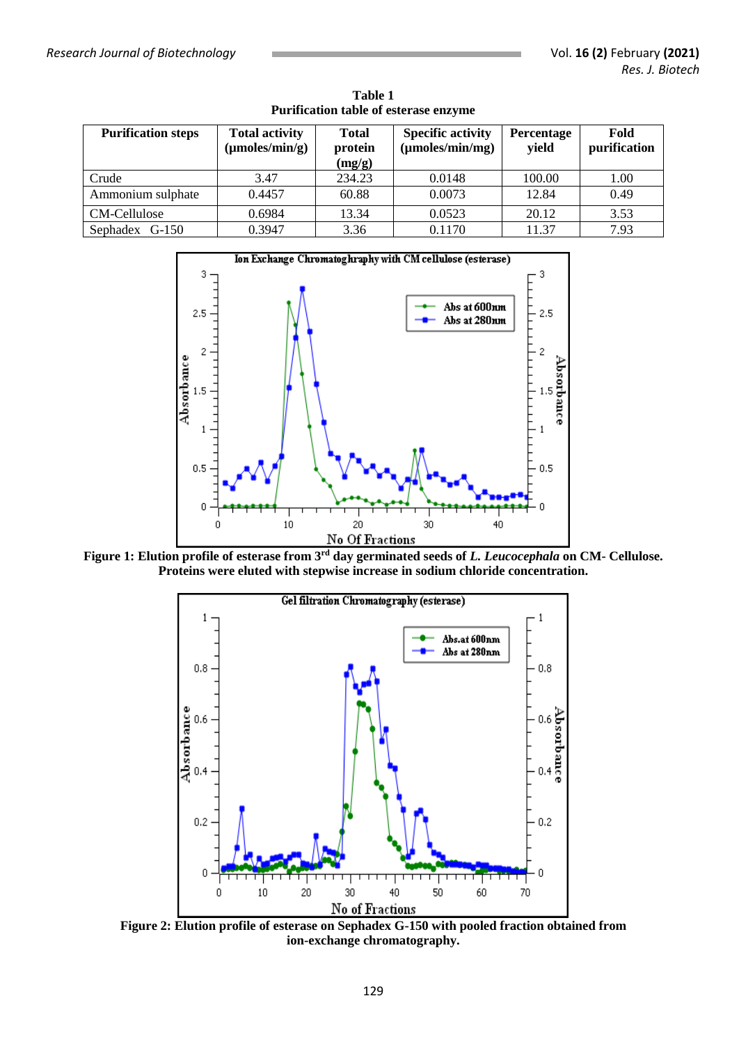**Table 1**
**Purification table of esterase enzyme**

| Purification steps | Total activity (μmoles/min/g) | Total protein (mg/g) | Specific activity (μmoles/min/mg) | Percentage yield | Fold purification |
|---|---|---|---|---|---|
| Crude | 3.47 | 234.23 | 0.0148 | 100.00 | 1.00 |
| Ammonium sulphate | 0.4457 | 60.88 | 0.0073 | 12.84 | 0.49 |
| CM-Cellulose | 0.6984 | 13.34 | 0.0523 | 20.12 | 3.53 |
| Sephadex G-150 | 0.3947 | 3.36 | 0.1170 | 11.37 | 7.93 |

**Figure 1: Elution profile of esterase from 3rd day germinated seeds of *L. Leucocephala* on CM- Cellulose. Proteins were eluted with stepwise increase in sodium chloride concentration.**

**Figure 2: Elution profile of esterase on Sephadex G-150 with pooled fraction obtained from ion-exchange chromatography.**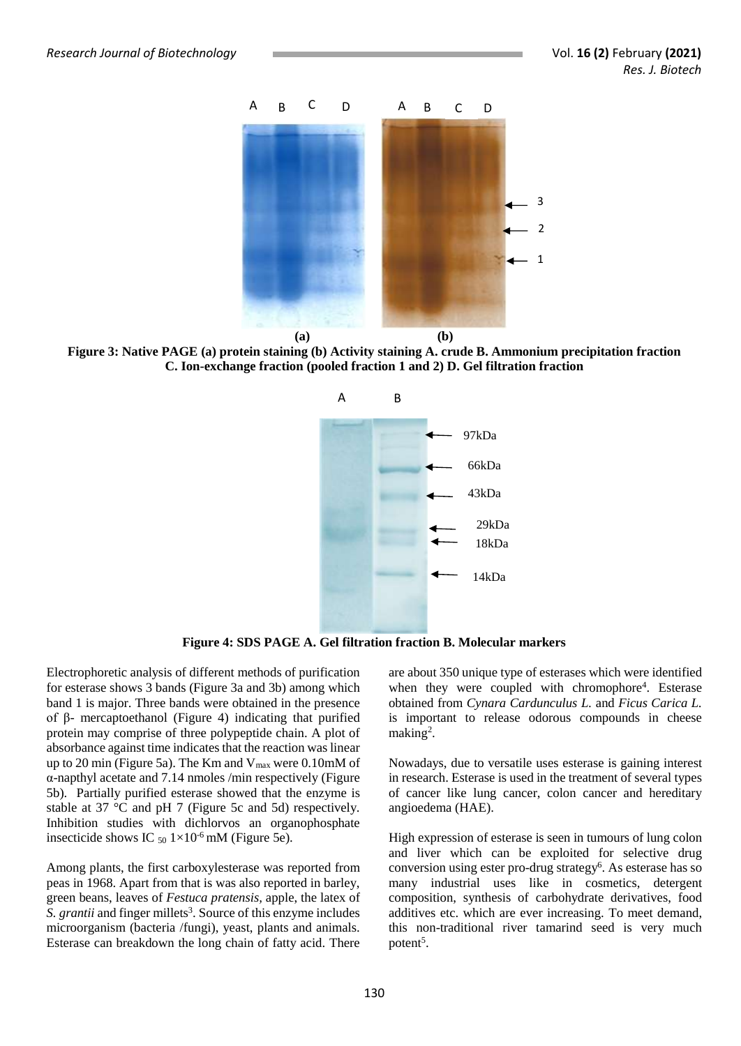**Figure 3: Native PAGE (a) protein staining (b) Activity staining A. crude B. Ammonium precipitation fraction C. Ion-exchange fraction (pooled fraction 1 and 2) D. Gel filtration fraction**

**Figure 4: SDS PAGE A. Gel filtration fraction B. Molecular markers**

Electrophoretic analysis of different methods of purification for esterase shows 3 bands (Figure 3a and 3b) among which band 1 is major. Three bands were obtained in the presence of β- mercaptoethanol (Figure 4) indicating that purified protein may comprise of three polypeptide chain. A plot of absorbance against time indicates that the reaction was linear up to 20 min (Figure 5a). The Km and $V_{max}$ were 0.10mM of α-napthyl acetate and 7.14 nmoles /min respectively (Figure 5b). Partially purified esterase showed that the enzyme is stable at 37 °C and pH 7 (Figure 5c and 5d) respectively. Inhibition studies with dichlorvos an organophosphate insecticide shows $IC_{50}$ $1\times10^{-6}$ mM (Figure 5e).

Among plants, the first carboxylesterase was reported from peas in 1968. Apart from that is was also reported in barley, green beans, leaves of *Festuca pratensis*, apple, the latex of *S. grantii* and finger millets[3]. Source of this enzyme includes microorganism (bacteria /fungi), yeast, plants and animals. Esterase can breakdown the long chain of fatty acid. There are about 350 unique type of esterases which were identified when they were coupled with chromophore[4]. Esterase obtained from *Cynara Cardunculus L.* and *Ficus Carica L.* is important to release odorous compounds in cheese making[2].

Nowadays, due to versatile uses esterase is gaining interest in research. Esterase is used in the treatment of several types of cancer like lung cancer, colon cancer and hereditary angioedema (HAE).

High expression of esterase is seen in tumours of lung colon and liver which can be exploited for selective drug conversion using ester pro-drug strategy[6]. As esterase has so many industrial uses like in cosmetics, detergent composition, synthesis of carbohydrate derivatives, food additives etc. which are ever increasing. To meet demand, this non-traditional river tamarind seed is very much potent[5].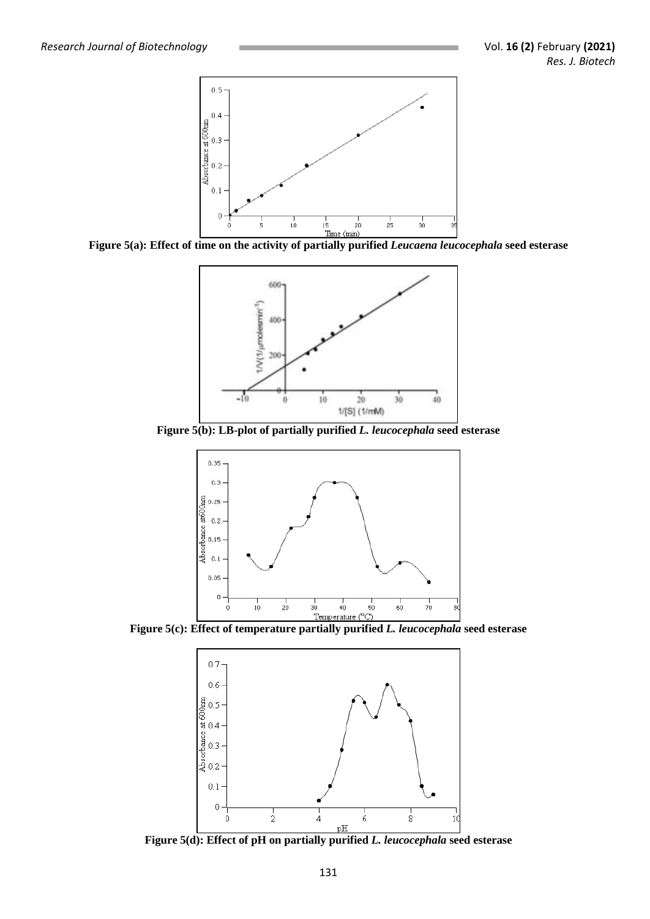Figure 5(a): Effect of time on the activity of partially purified *Leucaena leucocephala* seed esterase

Figure 5(b): LB-plot of partially purified *L. leucocephala* seed esterase

Figure 5(c): Effect of temperature partially purified *L. leucocephala* seed esterase

Figure 5(d): Effect of pH on partially purified *L. leucocephala* seed esterase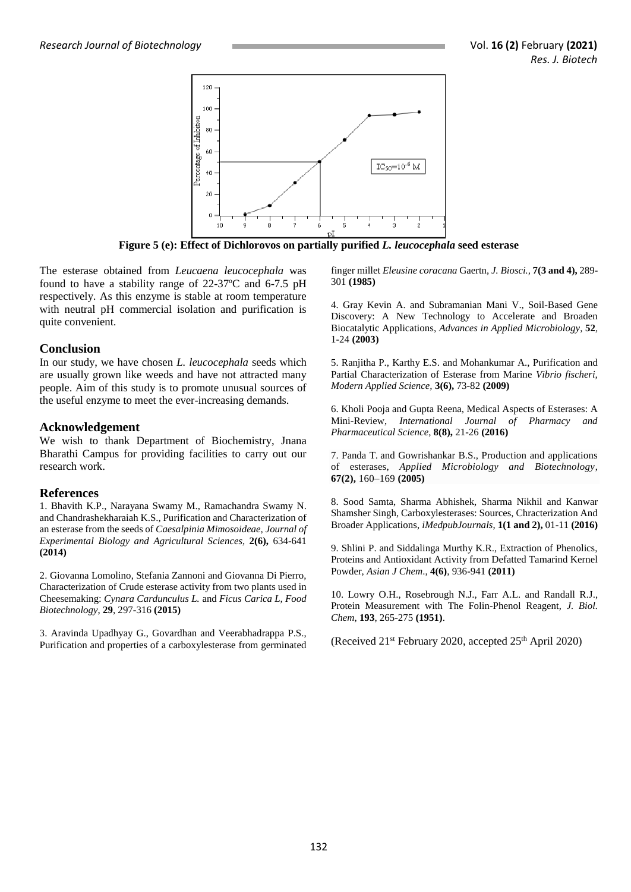120
100
80
60
40
20
0
Percentage of Inhibition
10 9 8 7 6 5 4 3 2 1
pI
$IC_{50}=10^{-6}$ M

**Figure 5 (e): Effect of Dichlorovos on partially purified *L. leucocephala* seed esterase**

The esterase obtained from *Leucaena leucocephala* was found to have a stability range of 22-37ºC and 6-7.5 pH respectively. As this enzyme is stable at room temperature with neutral pH commercial isolation and purification is quite convenient.

## Conclusion

In our study, we have chosen *L. leucocephala* seeds which are usually grown like weeds and have not attracted many people. Aim of this study is to promote unusual sources of the useful enzyme to meet the ever-increasing demands.

## Acknowledgement

We wish to thank Department of Biochemistry, Jnana Bharathi Campus for providing facilities to carry out our research work.

## References

1. Bhavith K.P., Narayana Swamy M., Ramachandra Swamy N. and Chandrashekharaiah K.S., Purification and Characterization of an esterase from the seeds of *Caesalpinia Mimosoideae*, *Journal of Experimental Biology and Agricultural Sciences*, **2(6),** 634-641 **(2014)**

2. Giovanna Lomolino, Stefania Zannoni and Giovanna Di Pierro, Characterization of Crude esterase activity from two plants used in Cheesemaking: *Cynara Cardunculus L.* and *Ficus Carica L*, *Food Biotechnology*, **29**, 297-316 **(2015)**

3. Aravinda Upadhyay G., Govardhan and Veerabhadrappa P.S., Purification and properties of a carboxylesterase from germinated finger millet *Eleusine coracana* Gaertn, *J. Biosci.*, **7(3 and 4),** 289-301 **(1985)**

4. Gray Kevin A. and Subramanian Mani V., Soil-Based Gene Discovery: A New Technology to Accelerate and Broaden Biocatalytic Applications, *Advances in Applied Microbiology*, **52**, 1-24 **(2003)**

5. Ranjitha P., Karthy E.S. and Mohankumar A., Purification and Partial Characterization of Esterase from Marine *Vibrio fischeri*, *Modern Applied Science*, **3(6),** 73-82 **(2009)**

6. Kholi Pooja and Gupta Reena, Medical Aspects of Esterases: A Mini-Review, *International Journal of Pharmacy and Pharmaceutical Science*, **8(8),** 21-26 **(2016)**

7. Panda T. and Gowrishankar B.S., Production and applications of esterases, *Applied Microbiology and Biotechnology*, **67(2),** 160–169 **(2005)**

8. Sood Samta, Sharma Abhishek, Sharma Nikhil and Kanwar Shamsher Singh, Carboxylesterases: Sources, Chracterization And Broader Applications, *iMedpubJournals*, **1(1 and 2),** 01-11 **(2016)**

9. Shlini P. and Siddalinga Murthy K.R., Extraction of Phenolics, Proteins and Antioxidant Activity from Defatted Tamarind Kernel Powder, *Asian J Chem*., **4(6)**, 936-941 **(2011)**

10. Lowry O.H., Rosebrough N.J., Farr A.L. and Randall R.J., Protein Measurement with The Folin-Phenol Reagent, *J. Biol. Chem*, **193**, 265-275 **(1951)**.

(Received 21st February 2020, accepted 25th April 2020)